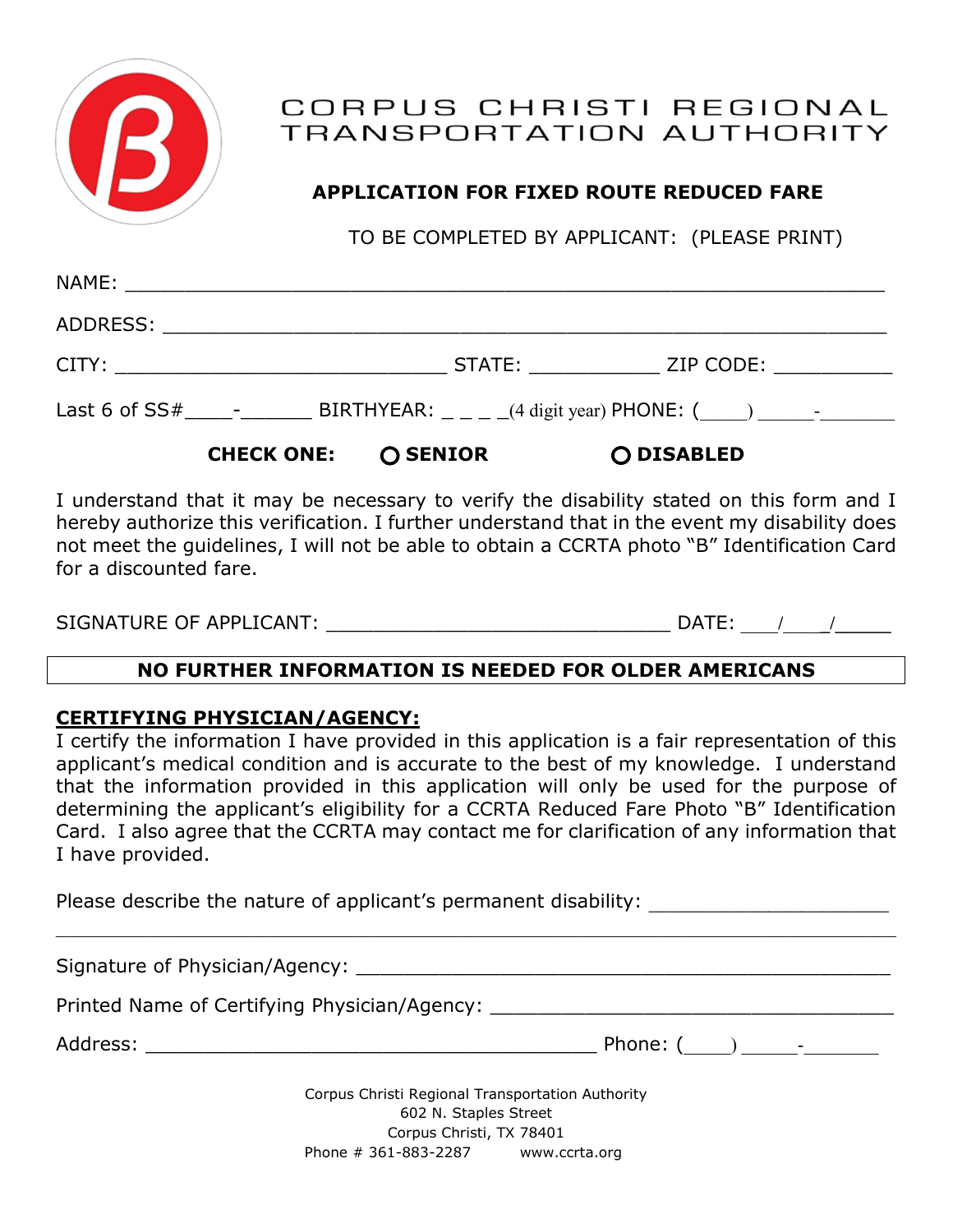# CORPUS CHRISTI REGIONAL TRANSPORTATION AUTHORITY

## APPLICATION FOR FIXED ROUTE REDUCED FARE

TO BE COMPLETED BY APPLICANT: (PLEASE PRINT)

NAME: ___________________________________________________________

ADDRESS: _________________________________________________________

CITY: ____________________________ STATE: ___________ ZIP CODE: __________

Last 6 of SS#____-______ BIRTHYEAR: _ _ _ _(4 digit year) PHONE: (____) ______-________

**CHECK ONE:** ○ **SENIOR** ○ **DISABLED**

I understand that it may be necessary to verify the disability stated on this form and I hereby authorize this verification. I further understand that in the event my disability does not meet the guidelines, I will not be able to obtain a CCRTA photo "B" Identification Card for a discounted fare.

SIGNATURE OF APPLICANT: ____________________________ DATE: ___/___/_____

**NO FURTHER INFORMATION IS NEEDED FOR OLDER AMERICANS**

**CERTIFYING PHYSICIAN/AGENCY:**

I certify the information I have provided in this application is a fair representation of this applicant's medical condition and is accurate to the best of my knowledge. I understand that the information provided in this application will only be used for the purpose of determining the applicant's eligibility for a CCRTA Reduced Fare Photo "B" Identification Card. I also agree that the CCRTA may contact me for clarification of any information that I have provided.

Please describe the nature of applicant's permanent disability: ____________________

_____________________________________________________________________

Signature of Physician/Agency: ___________________________________________

Printed Name of Certifying Physician/Agency: ________________________________

Address: ______________________________________ Phone: (____) _____-_______

Corpus Christi Regional Transportation Authority
602 N. Staples Street
Corpus Christi, TX 78401
Phone # 361-883-2287 www.ccrta.org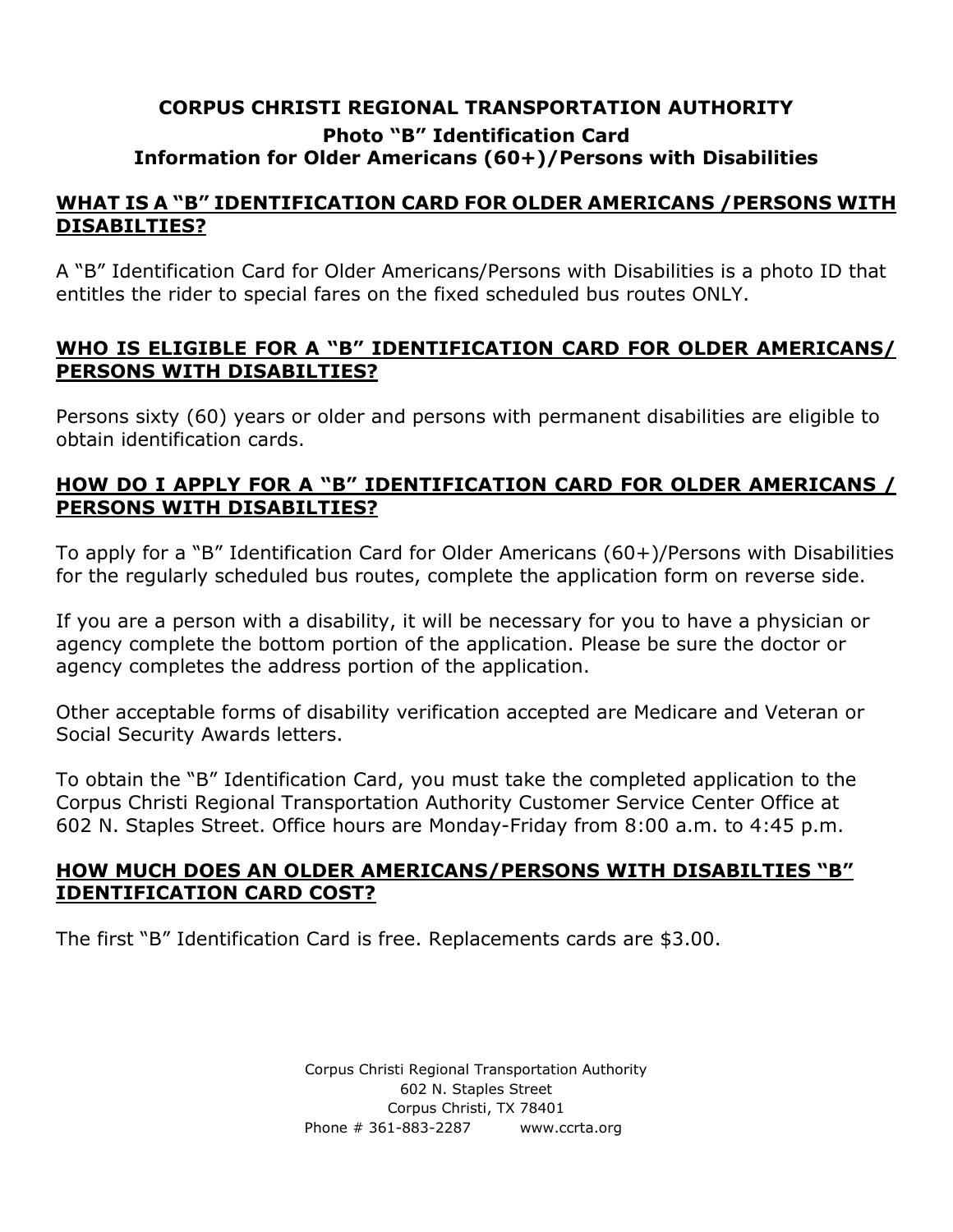# CORPUS CHRISTI REGIONAL TRANSPORTATION AUTHORITY

## Photo "B" Identification Card
## Information for Older Americans (60+)/Persons with Disabilities

### WHAT IS A "B" IDENTIFICATION CARD FOR OLDER AMERICANS /PERSONS WITH DISABILTIES?

A "B" Identification Card for Older Americans/Persons with Disabilities is a photo ID that entitles the rider to special fares on the fixed scheduled bus routes ONLY.

### WHO IS ELIGIBLE FOR A "B" IDENTIFICATION CARD FOR OLDER AMERICANS/ PERSONS WITH DISABILTIES?

Persons sixty (60) years or older and persons with permanent disabilities are eligible to obtain identification cards.

### HOW DO I APPLY FOR A "B" IDENTIFICATION CARD FOR OLDER AMERICANS / PERSONS WITH DISABILTIES?

To apply for a "B" Identification Card for Older Americans (60+)/Persons with Disabilities for the regularly scheduled bus routes, complete the application form on reverse side.

If you are a person with a disability, it will be necessary for you to have a physician or agency complete the bottom portion of the application. Please be sure the doctor or agency completes the address portion of the application.

Other acceptable forms of disability verification accepted are Medicare and Veteran or Social Security Awards letters.

To obtain the "B" Identification Card, you must take the completed application to the Corpus Christi Regional Transportation Authority Customer Service Center Office at 602 N. Staples Street. Office hours are Monday-Friday from 8:00 a.m. to 4:45 p.m.

### HOW MUCH DOES AN OLDER AMERICANS/PERSONS WITH DISABILTIES "B" IDENTIFICATION CARD COST?

The first "B" Identification Card is free. Replacements cards are $3.00.

Corpus Christi Regional Transportation Authority
602 N. Staples Street
Corpus Christi, TX 78401
Phone # 361-883-2287 www.ccrta.org